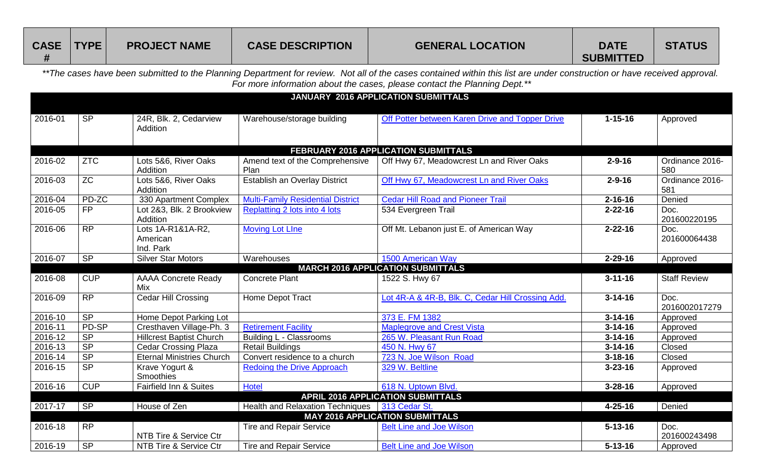| CASE # | TYPE | PROJECT NAME | CASE DESCRIPTION | GENERAL LOCATION | DATE SUBMITTED | STATUS |
|---|---|---|---|---|---|---|

*\*\*The cases have been submitted to the Planning Department for review. Not all of the cases contained within this list are under construction or have received approval. For more information about the cases, please contact the Planning Dept.\*\**

| CASE # | TYPE | PROJECT NAME | CASE DESCRIPTION | GENERAL LOCATION | DATE SUBMITTED | STATUS |
|---|---|---|---|---|---|---|
| **JANUARY 2016 APPLICATION SUBMITTALS** | | | | | | |
| 2016-01 | SP | 24R, Blk. 2, Cedarview Addition | Warehouse/storage building | Off Potter between Karen Drive and Topper Drive | 1-15-16 | Approved |
| **FEBRUARY 2016 APPLICATION SUBMITTALS** | | | | | | |
| 2016-02 | ZTC | Lots 5&6, River Oaks Addition | Amend text of the Comprehensive Plan | Off Hwy 67, Meadowcrest Ln and River Oaks | 2-9-16 | Ordinance 2016-580 |
| 2016-03 | ZC | Lots 5&6, River Oaks Addition | Establish an Overlay District | Off Hwy 67, Meadowcrest Ln and River Oaks | 2-9-16 | Ordinance 2016-581 |
| 2016-04 | PD-ZC | 330 Apartment Complex | Multi-Family Residential District | Cedar Hill Road and Pioneer Trail | 2-16-16 | Denied |
| 2016-05 | FP | Lot 2&3, Blk. 2 Brookview Addition | Replatting 2 lots into 4 lots | 534 Evergreen Trail | 2-22-16 | Doc. 201600220195 |
| 2016-06 | RP | Lots 1A-R1&1A-R2, American Ind. Park | Moving Lot LIne | Off Mt. Lebanon just E. of American Way | 2-22-16 | Doc. 201600064438 |
| 2016-07 | SP | Silver Star Motors | Warehouses | 1500 American Way | 2-29-16 | Approved |
| **MARCH 2016 APPLICATION SUBMITTALS** | | | | | | |
| 2016-08 | CUP | AAAA Concrete Ready Mix | Concrete Plant | 1522 S. Hwy 67 | 3-11-16 | Staff Review |
| 2016-09 | RP | Cedar Hill Crossing | Home Depot Tract | Lot 4R-A & 4R-B, Blk. C, Cedar Hill Crossing Add. | 3-14-16 | Doc. 2016002017279 |
| 2016-10 | SP | Home Depot Parking Lot | | 373 E. FM 1382 | 3-14-16 | Approved |
| 2016-11 | PD-SP | Cresthaven Village-Ph. 3 | Retirement Facility | Maplegrove and Crest Vista | 3-14-16 | Approved |
| 2016-12 | SP | Hillcrest Baptist Church | Building L - Classrooms | 265 W. Pleasant Run Road | 3-14-16 | Approved |
| 2016-13 | SP | Cedar Crossing Plaza | Retail Buildings | 450 N. Hwy 67 | 3-14-16 | Closed |
| 2016-14 | SP | Eternal Ministries Church | Convert residence to a church | 723 N. Joe Wilson Road | 3-18-16 | Closed |
| 2016-15 | SP | Krave Yogurt & Smoothies | Redoing the Drive Approach | 329 W. Beltline | 3-23-16 | Approved |
| 2016-16 | CUP | Fairfield Inn & Suites | Hotel | 618 N. Uptown Blvd. | 3-28-16 | Approved |
| **APRIL 2016 APPLICATION SUBMITTALS** | | | | | | |
| 2017-17 | SP | House of Zen | Health and Relaxation Techniques | 313 Cedar St. | 4-25-16 | Denied |
| **MAY 2016 APPLICATION SUBMITTALS** | | | | | | |
| 2016-18 | RP | NTB Tire & Service Ctr | Tire and Repair Service | Belt Line and Joe Wilson | 5-13-16 | Doc. 201600243498 |
| 2016-19 | SP | NTB Tire & Service Ctr | Tire and Repair Service | Belt Line and Joe Wilson | 5-13-16 | Approved |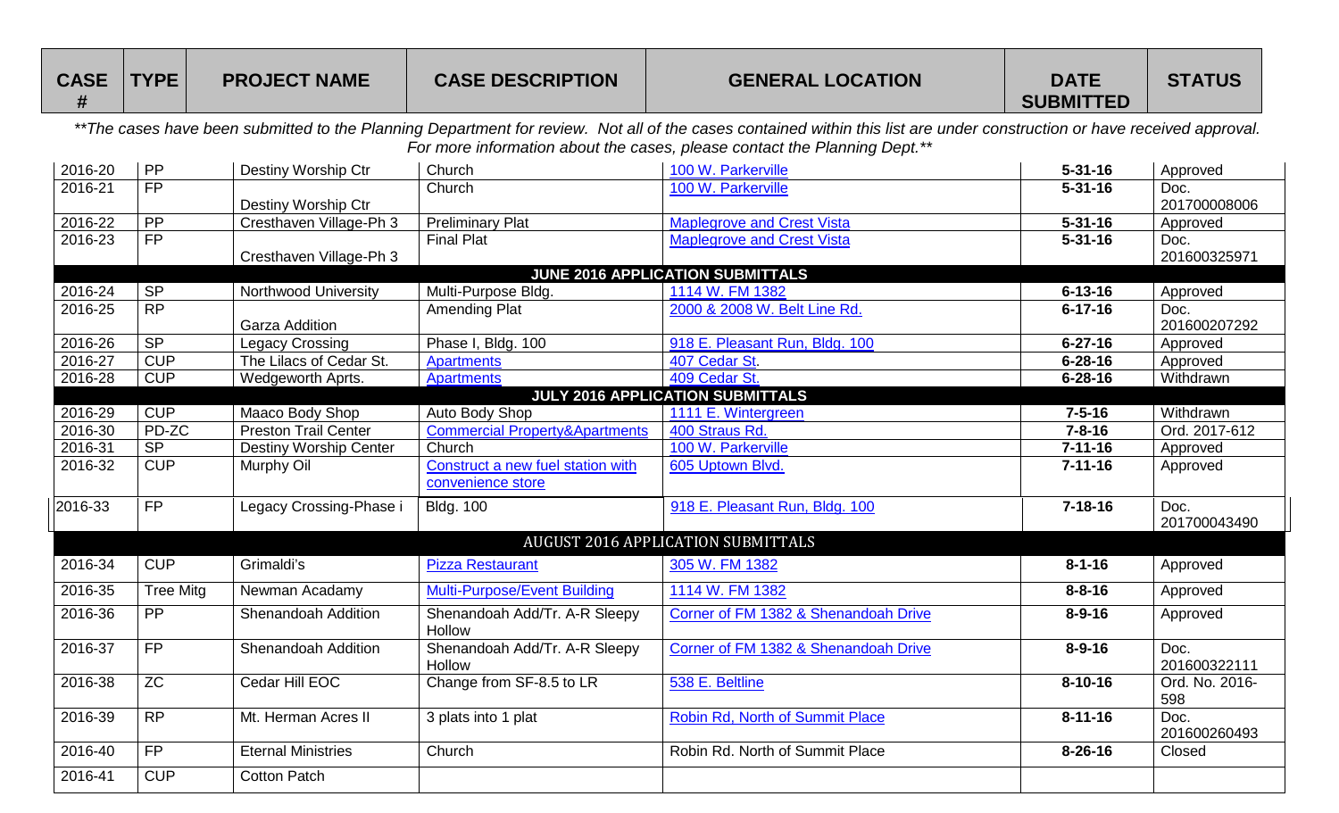| CASE # | TYPE | PROJECT NAME | CASE DESCRIPTION | GENERAL LOCATION | DATE SUBMITTED | STATUS |
|---|---|---|---|---|---|---|

***The cases have been submitted to the Planning Department for review. Not all of the cases contained within this list are under construction or have received approval. For more information about the cases, please contact the Planning Dept.***

| CASE # | TYPE | PROJECT NAME | CASE DESCRIPTION | GENERAL LOCATION | DATE SUBMITTED | STATUS |
|---|---|---|---|---|---|---|
| 2016-20 | PP | Destiny Worship Ctr | Church | 100 W. Parkerville | **5-31-16** | Approved |
| 2016-21 | FP | Destiny Worship Ctr | Church | 100 W. Parkerville | **5-31-16** | Doc. 201700008006 |
| 2016-22 | PP | Cresthaven Village-Ph 3 | Preliminary Plat | Maplegrove and Crest Vista | **5-31-16** | Approved |
| 2016-23 | FP | Cresthaven Village-Ph 3 | Final Plat | Maplegrove and Crest Vista | **5-31-16** | Doc. 201600325971 |
| | | | **JUNE 2016 APPLICATION SUBMITTALS** | | | |
| 2016-24 | SP | Northwood University | Multi-Purpose Bldg. | 1114 W. FM 1382 | **6-13-16** | Approved |
| 2016-25 | RP | Garza Addition | Amending Plat | 2000 & 2008 W. Belt Line Rd. | **6-17-16** | Doc. 201600207292 |
| 2016-26 | SP | Legacy Crossing | Phase I, Bldg. 100 | 918 E. Pleasant Run, Bldg. 100 | **6-27-16** | Approved |
| 2016-27 | CUP | The Lilacs of Cedar St. | Apartments | 407 Cedar St. | **6-28-16** | Approved |
| 2016-28 | CUP | Wedgeworth Aprts. | Apartments | 409 Cedar St. | **6-28-16** | Withdrawn |
| | | | **JULY 2016 APPLICATION SUBMITTALS** | | | |
| 2016-29 | CUP | Maaco Body Shop | Auto Body Shop | 1111 E. Wintergreen | **7-5-16** | Withdrawn |
| 2016-30 | PD-ZC | Preston Trail Center | Commercial Property&Apartments | 400 Straus Rd. | **7-8-16** | Ord. 2017-612 |
| 2016-31 | SP | Destiny Worship Center | Church | 100 W. Parkerville | **7-11-16** | Approved |
| 2016-32 | CUP | Murphy Oil | Construct a new fuel station with convenience store | 605 Uptown Blvd. | **7-11-16** | Approved |
| 2016-33 | FP | Legacy Crossing-Phase i | Bldg. 100 | 918 E. Pleasant Run, Bldg. 100 | **7-18-16** | Doc. 201700043490 |
| | | | AUGUST 2016 APPLICATION SUBMITTALS | | | |
| 2016-34 | CUP | Grimaldi's | Pizza Restaurant | 305 W. FM 1382 | **8-1-16** | Approved |
| 2016-35 | Tree Mitg | Newman Acadamy | Multi-Purpose/Event Building | 1114 W. FM 1382 | **8-8-16** | Approved |
| 2016-36 | PP | Shenandoah Addition | Shenandoah Add/Tr. A-R Sleepy Hollow | Corner of FM 1382 & Shenandoah Drive | **8-9-16** | Approved |
| 2016-37 | FP | Shenandoah Addition | Shenandoah Add/Tr. A-R Sleepy Hollow | Corner of FM 1382 & Shenandoah Drive | **8-9-16** | Doc. 201600322111 |
| 2016-38 | ZC | Cedar Hill EOC | Change from SF-8.5 to LR | 538 E. Beltline | **8-10-16** | Ord. No. 2016-598 |
| 2016-39 | RP | Mt. Herman Acres II | 3 plats into 1 plat | Robin Rd, North of Summit Place | **8-11-16** | Doc. 201600260493 |
| 2016-40 | FP | Eternal Ministries | Church | Robin Rd. North of Summit Place | **8-26-16** | Closed |
| 2016-41 | CUP | Cotton Patch | | | | |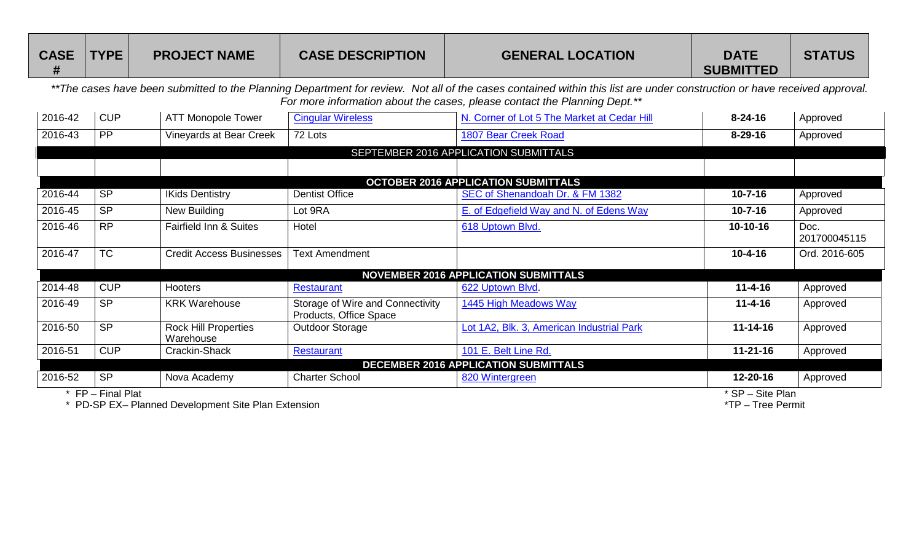| CASE # | TYPE | PROJECT NAME | CASE DESCRIPTION | GENERAL LOCATION | DATE SUBMITTED | STATUS |
|---|---|---|---|---|---|---|

*\*\*The cases have been submitted to the Planning Department for review. Not all of the cases contained within this list are under construction or have received approval. For more information about the cases, please contact the Planning Dept.\*\**

| CASE # | TYPE | PROJECT NAME | CASE DESCRIPTION | GENERAL LOCATION | DATE SUBMITTED | STATUS |
|---|---|---|---|---|---|---|
| 2016-42 | CUP | ATT Monopole Tower | Cingular Wireless | N. Corner of Lot 5 The Market at Cedar Hill | 8-24-16 | Approved |
| 2016-43 | PP | Vineyards at Bear Creek | 72 Lots | 1807 Bear Creek Road | 8-29-16 | Approved |
| | | | SEPTEMBER 2016 APPLICATION SUBMITTALS | | | |
| | | | | | | |
| | | | **OCTOBER 2016 APPLICATION SUBMITTALS** | | | |
| 2016-44 | SP | IKids Dentistry | Dentist Office | SEC of Shenandoah Dr. & FM 1382 | 10-7-16 | Approved |
| 2016-45 | SP | New Building | Lot 9RA | E. of Edgefield Way and N. of Edens Way | 10-7-16 | Approved |
| 2016-46 | RP | Fairfield Inn & Suites | Hotel | 618 Uptown Blvd. | 10-10-16 | Doc. 201700045115 |
| 2016-47 | TC | Credit Access Businesses | Text Amendment | | 10-4-16 | Ord. 2016-605 |
| | | | **NOVEMBER 2016 APPLICATION SUBMITTALS** | | | |
| 2014-48 | CUP | Hooters | Restaurant | 622 Uptown Blvd. | 11-4-16 | Approved |
| 2016-49 | SP | KRK Warehouse | Storage of Wire and Connectivity Products, Office Space | 1445 High Meadows Way | 11-4-16 | Approved |
| 2016-50 | SP | Rock Hill Properties Warehouse | Outdoor Storage | Lot 1A2, Blk. 3, American Industrial Park | 11-14-16 | Approved |
| 2016-51 | CUP | Crackin-Shack | Restaurant | 101 E. Belt Line Rd. | 11-21-16 | Approved |
| | | | **DECEMBER 2016 APPLICATION SUBMITTALS** | | | |
| 2016-52 | SP | Nova Academy | Charter School | 820 Wintergreen | 12-20-16 | Approved |

\* FP – Final Plat

\* PD-SP EX– Planned Development Site Plan Extension

\* SP – Site Plan

\*TP – Tree Permit